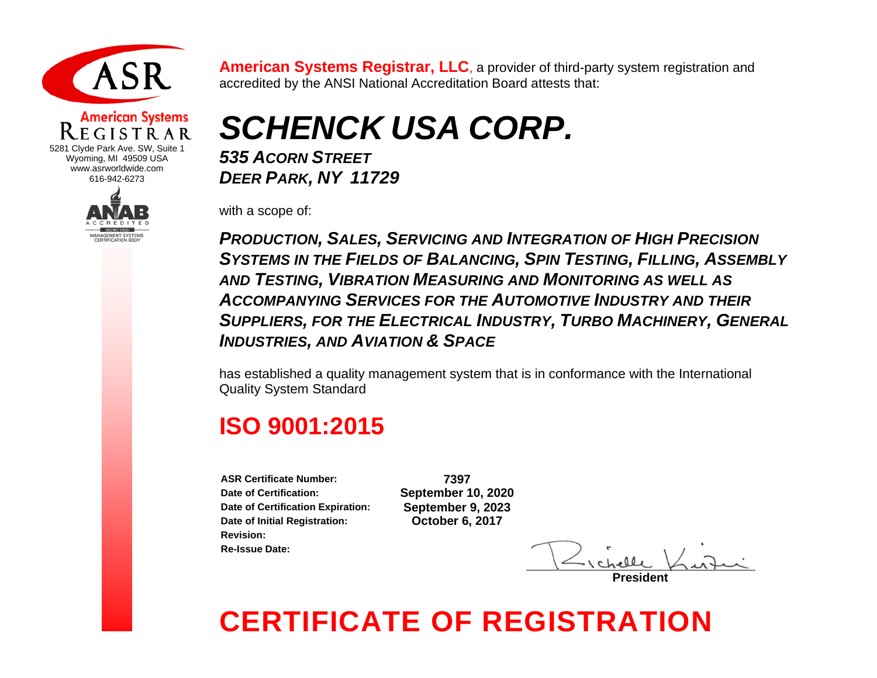ASR

**American Systems**
REGISTRAR

5281 Clyde Park Ave. SW, Suite 1
Wyoming, MI 49509 USA
www.asrworldwide.com
616-942-6273

ANAB ACCREDITED
ISO/IEC 17021
MANAGEMENT SYSTEMS CERTIFICATION BODY

**American Systems Registrar, LLC**, a provider of third-party system registration and accredited by the ANSI National Accreditation Board attests that:

# *SCHENCK USA CORP.*

***535 ACORN STREET***
***DEER PARK, NY 11729***

with a scope of:

***PRODUCTION, SALES, SERVICING AND INTEGRATION OF HIGH PRECISION SYSTEMS IN THE FIELDS OF BALANCING, SPIN TESTING, FILLING, ASSEMBLY AND TESTING, VIBRATION MEASURING AND MONITORING AS WELL AS ACCOMPANYING SERVICES FOR THE AUTOMOTIVE INDUSTRY AND THEIR SUPPLIERS, FOR THE ELECTRICAL INDUSTRY, TURBO MACHINERY, GENERAL INDUSTRIES, AND AVIATION & SPACE***

has established a quality management system that is in conformance with the International Quality System Standard

## ISO 9001:2015

| | |
|---|---|
| **ASR Certificate Number:** | **7397** |
| **Date of Certification:** | **September 10, 2020** |
| **Date of Certification Expiration:** | **September 9, 2023** |
| **Date of Initial Registration:** | **October 6, 2017** |
| **Revision:** | |
| **Re-Issue Date:** | |

Richelle Kiviti
**President**

# CERTIFICATE OF REGISTRATION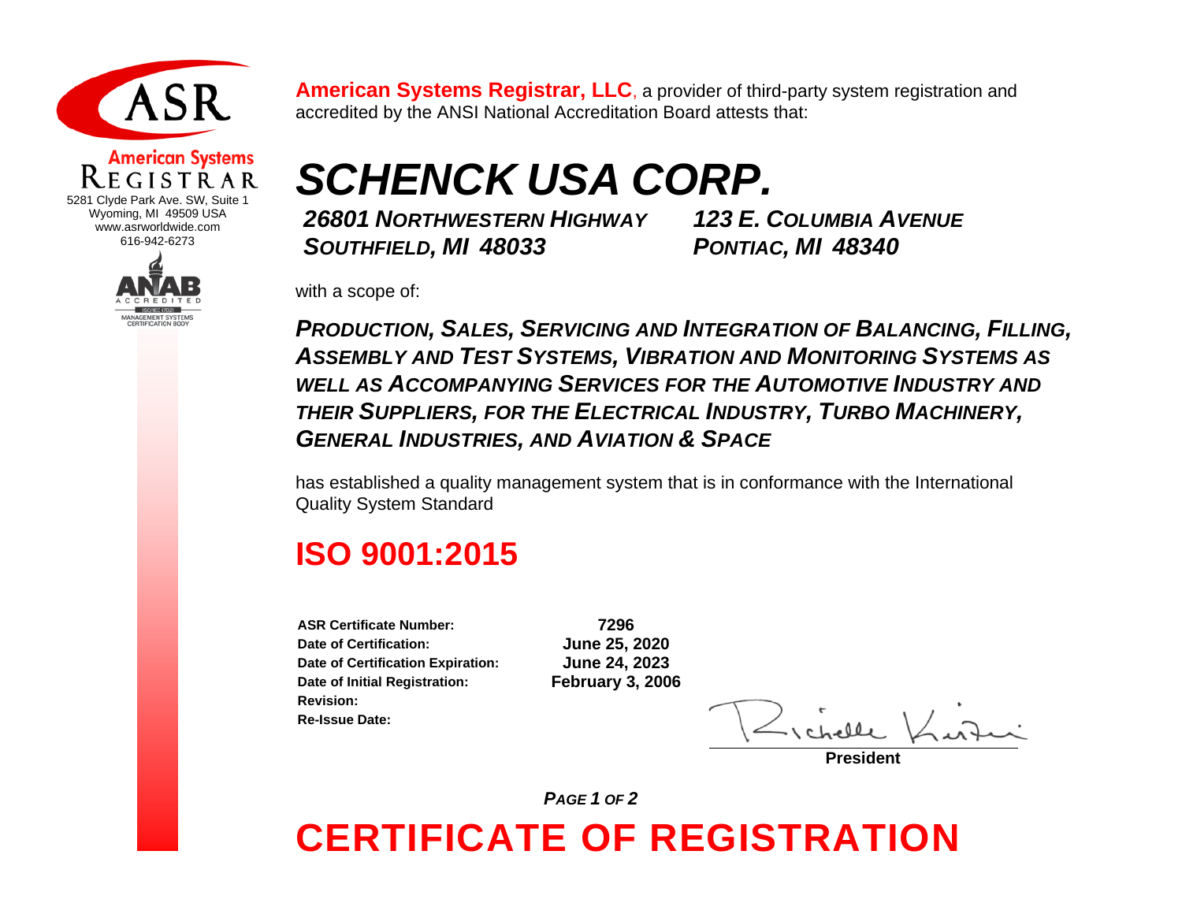**American Systems Registrar**
5281 Clyde Park Ave. SW, Suite 1
Wyoming, MI 49509 USA
www.asrworldwide.com
616-942-6273

ANAB ACCREDITED ISO/IEC 17021 MANAGEMENT SYSTEMS CERTIFICATION BODY

**American Systems Registrar, LLC**, a provider of third-party system registration and accredited by the ANSI National Accreditation Board attests that:

# *SCHENCK USA CORP.*

***26801 NORTHWESTERN HIGHWAY***
***SOUTHFIELD, MI 48033***

***123 E. COLUMBIA AVENUE***
***PONTIAC, MI 48340***

with a scope of:

***PRODUCTION, SALES, SERVICING AND INTEGRATION OF BALANCING, FILLING, ASSEMBLY AND TEST SYSTEMS, VIBRATION AND MONITORING SYSTEMS AS WELL AS ACCOMPANYING SERVICES FOR THE AUTOMOTIVE INDUSTRY AND THEIR SUPPLIERS, FOR THE ELECTRICAL INDUSTRY, TURBO MACHINERY, GENERAL INDUSTRIES, AND AVIATION & SPACE***

has established a quality management system that is in conformance with the International Quality System Standard

## ISO 9001:2015

| | |
|---|---|
| **ASR Certificate Number:** | **7296** |
| **Date of Certification:** | **June 25, 2020** |
| **Date of Certification Expiration:** | **June 24, 2023** |
| **Date of Initial Registration:** | **February 3, 2006** |
| **Revision:** | |
| **Re-Issue Date:** | |

Richelle Kirtz
**President**

***PAGE 1 OF 2***

# CERTIFICATE OF REGISTRATION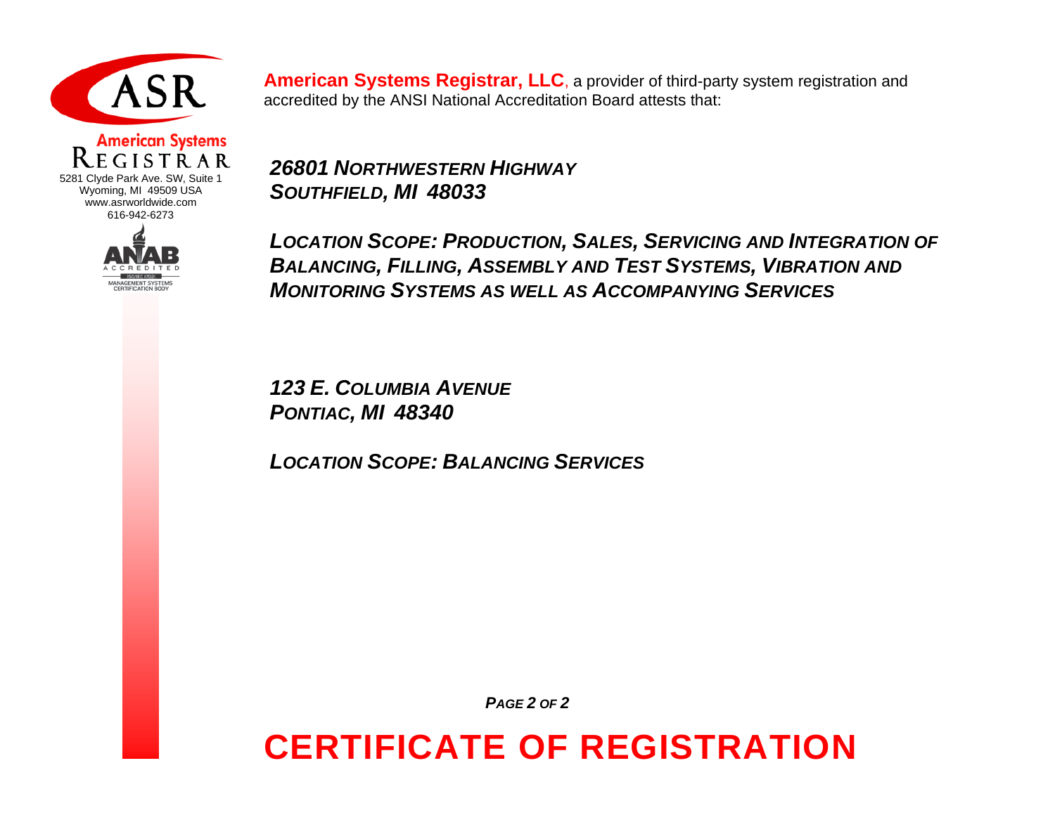**American Systems Registrar, LLC**
5281 Clyde Park Ave. SW, Suite 1
Wyoming, MI 49509 USA
www.asrworldwide.com
616-942-6273

ANAB ACCREDITED
ISO/IEC 17021
MANAGEMENT SYSTEMS CERTIFICATION BODY

**American Systems Registrar, LLC**, a provider of third-party system registration and accredited by the ANSI National Accreditation Board attests that:

***26801 NORTHWESTERN HIGHWAY***
***SOUTHFIELD, MI 48033***

***LOCATION SCOPE: PRODUCTION, SALES, SERVICING AND INTEGRATION OF BALANCING, FILLING, ASSEMBLY AND TEST SYSTEMS, VIBRATION AND MONITORING SYSTEMS AS WELL AS ACCOMPANYING SERVICES***

***123 E. COLUMBIA AVENUE***
***PONTIAC, MI 48340***

***LOCATION SCOPE: BALANCING SERVICES***

# CERTIFICATE OF REGISTRATION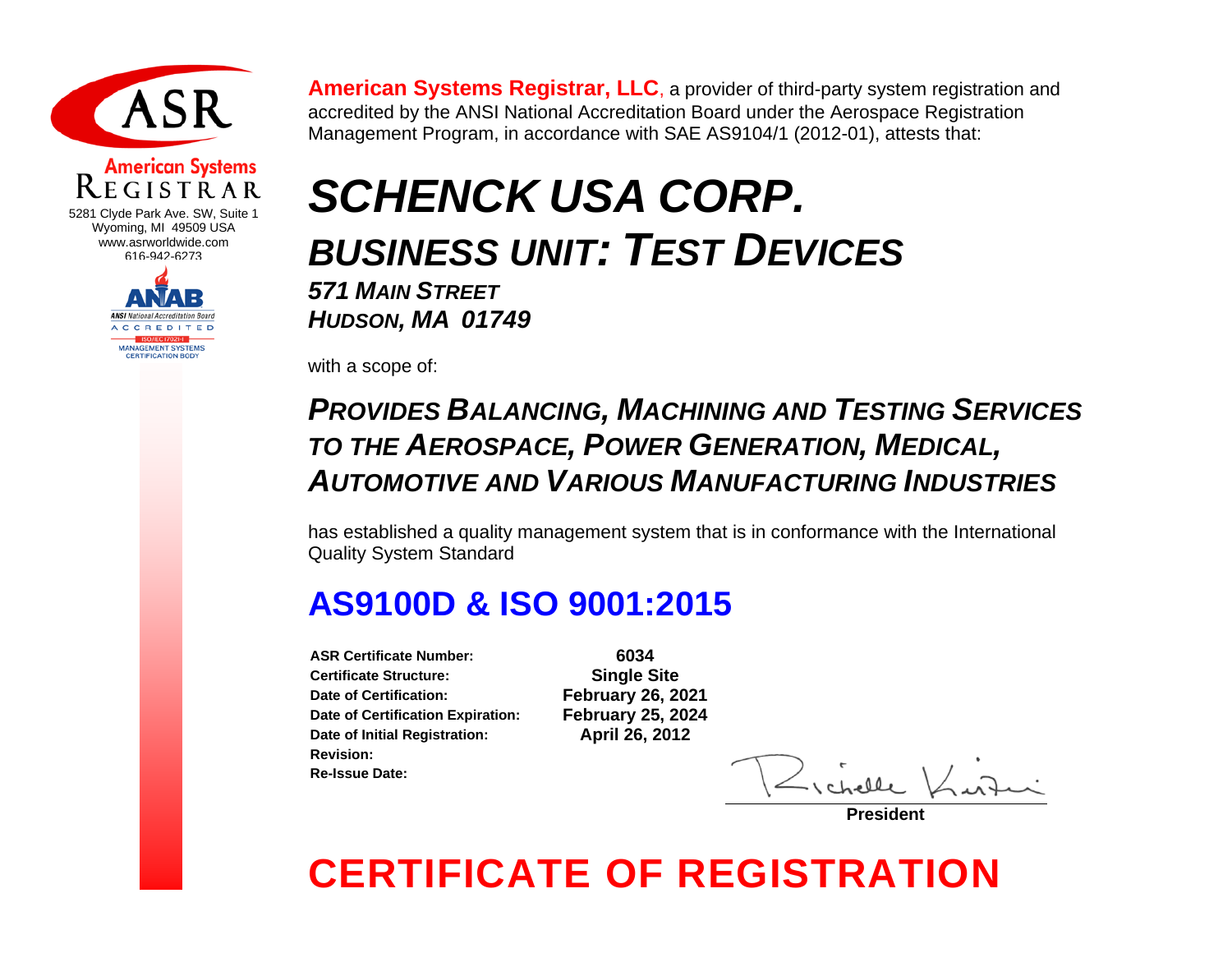ASR

American Systems
REGISTRAR

5281 Clyde Park Ave. SW, Suite 1
Wyoming, MI 49509 USA
www.asrworldwide.com
616-942-6273

ANAB
ANSI National Accreditation Board
ACCREDITED
ISO/IEC 17021-1
MANAGEMENT SYSTEMS CERTIFICATION BODY

**American Systems Registrar, LLC**, a provider of third-party system registration and accredited by the ANSI National Accreditation Board under the Aerospace Registration Management Program, in accordance with SAE AS9104/1 (2012-01), attests that:

# *SCHENCK USA CORP.*

## *BUSINESS UNIT: TEST DEVICES*

***571 MAIN STREET***
***HUDSON, MA 01749***

with a scope of:

### *PROVIDES BALANCING, MACHINING AND TESTING SERVICES TO THE AEROSPACE, POWER GENERATION, MEDICAL, AUTOMOTIVE AND VARIOUS MANUFACTURING INDUSTRIES*

has established a quality management system that is in conformance with the International Quality System Standard

## AS9100D & ISO 9001:2015

| | |
|---|---|
| **ASR Certificate Number:** | **6034** |
| **Certificate Structure:** | **Single Site** |
| **Date of Certification:** | **February 26, 2021** |
| **Date of Certification Expiration:** | **February 25, 2024** |
| **Date of Initial Registration:** | **April 26, 2012** |
| **Revision:** | |
| **Re-Issue Date:** | |

Richelle Kirton

**President**

# CERTIFICATE OF REGISTRATION